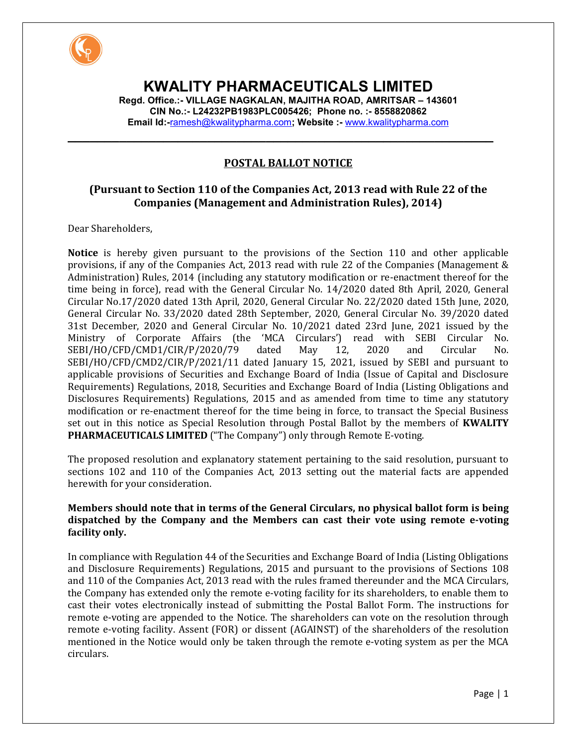# KWALITY PHARMACEUTICALS LIMITED

**Regd. Office.:- VILLAGE NAGKALAN, MAJITHA ROAD, AMRITSAR – 143601**
**CIN No.:- L24232PB1983PLC005426; Phone no. :- 8558820862**
**Email Id:-ramesh@kwalitypharma.com; Website :- www.kwalitypharma.com**

---

## POSTAL BALLOT NOTICE

### (Pursuant to Section 110 of the Companies Act, 2013 read with Rule 22 of the Companies (Management and Administration Rules), 2014)

Dear Shareholders,

**Notice** is hereby given pursuant to the provisions of the Section 110 and other applicable provisions, if any of the Companies Act, 2013 read with rule 22 of the Companies (Management & Administration) Rules, 2014 (including any statutory modification or re-enactment thereof for the time being in force), read with the General Circular No. 14/2020 dated 8th April, 2020, General Circular No.17/2020 dated 13th April, 2020, General Circular No. 22/2020 dated 15th June, 2020, General Circular No. 33/2020 dated 28th September, 2020, General Circular No. 39/2020 dated 31st December, 2020 and General Circular No. 10/2021 dated 23rd June, 2021 issued by the Ministry of Corporate Affairs (the 'MCA Circulars') read with SEBI Circular No. SEBI/HO/CFD/CMD1/CIR/P/2020/79 dated May 12, 2020 and Circular No. SEBI/HO/CFD/CMD2/CIR/P/2021/11 dated January 15, 2021, issued by SEBI and pursuant to applicable provisions of Securities and Exchange Board of India (Issue of Capital and Disclosure Requirements) Regulations, 2018, Securities and Exchange Board of India (Listing Obligations and Disclosures Requirements) Regulations, 2015 and as amended from time to time any statutory modification or re-enactment thereof for the time being in force, to transact the Special Business set out in this notice as Special Resolution through Postal Ballot by the members of **KWALITY PHARMACEUTICALS LIMITED** ("The Company") only through Remote E-voting.

The proposed resolution and explanatory statement pertaining to the said resolution, pursuant to sections 102 and 110 of the Companies Act, 2013 setting out the material facts are appended herewith for your consideration.

**Members should note that in terms of the General Circulars, no physical ballot form is being dispatched by the Company and the Members can cast their vote using remote e-voting facility only.**

In compliance with Regulation 44 of the Securities and Exchange Board of India (Listing Obligations and Disclosure Requirements) Regulations, 2015 and pursuant to the provisions of Sections 108 and 110 of the Companies Act, 2013 read with the rules framed thereunder and the MCA Circulars, the Company has extended only the remote e-voting facility for its shareholders, to enable them to cast their votes electronically instead of submitting the Postal Ballot Form. The instructions for remote e-voting are appended to the Notice. The shareholders can vote on the resolution through remote e-voting facility. Assent (FOR) or dissent (AGAINST) of the shareholders of the resolution mentioned in the Notice would only be taken through the remote e-voting system as per the MCA circulars.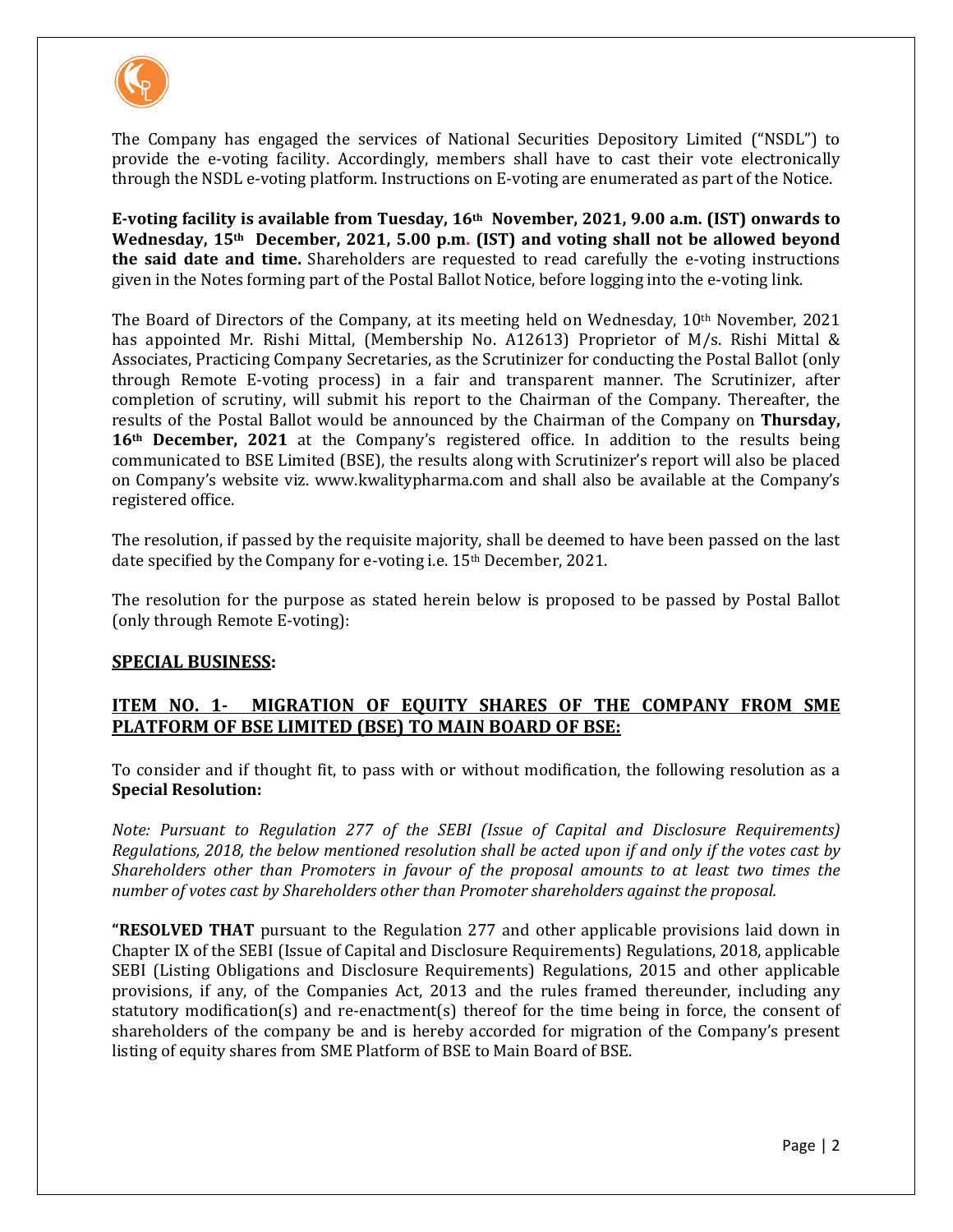The Company has engaged the services of National Securities Depository Limited ("NSDL") to provide the e-voting facility. Accordingly, members shall have to cast their vote electronically through the NSDL e-voting platform. Instructions on E-voting are enumerated as part of the Notice.

**E-voting facility is available from Tuesday, 16th November, 2021, 9.00 a.m. (IST) onwards to Wednesday, 15th December, 2021, 5.00 p.m. (IST) and voting shall not be allowed beyond the said date and time.** Shareholders are requested to read carefully the e-voting instructions given in the Notes forming part of the Postal Ballot Notice, before logging into the e-voting link.

The Board of Directors of the Company, at its meeting held on Wednesday, 10th November, 2021 has appointed Mr. Rishi Mittal, (Membership No. A12613) Proprietor of M/s. Rishi Mittal & Associates, Practicing Company Secretaries, as the Scrutinizer for conducting the Postal Ballot (only through Remote E-voting process) in a fair and transparent manner. The Scrutinizer, after completion of scrutiny, will submit his report to the Chairman of the Company. Thereafter, the results of the Postal Ballot would be announced by the Chairman of the Company on **Thursday, 16th December, 2021** at the Company's registered office. In addition to the results being communicated to BSE Limited (BSE), the results along with Scrutinizer's report will also be placed on Company's website viz. www.kwalitypharma.com and shall also be available at the Company's registered office.

The resolution, if passed by the requisite majority, shall be deemed to have been passed on the last date specified by the Company for e-voting i.e. 15th December, 2021.

The resolution for the purpose as stated herein below is proposed to be passed by Postal Ballot (only through Remote E-voting):

## SPECIAL BUSINESS:

### ITEM NO. 1- MIGRATION OF EQUITY SHARES OF THE COMPANY FROM SME PLATFORM OF BSE LIMITED (BSE) TO MAIN BOARD OF BSE:

To consider and if thought fit, to pass with or without modification, the following resolution as a **Special Resolution:**

*Note: Pursuant to Regulation 277 of the SEBI (Issue of Capital and Disclosure Requirements) Regulations, 2018, the below mentioned resolution shall be acted upon if and only if the votes cast by Shareholders other than Promoters in favour of the proposal amounts to at least two times the number of votes cast by Shareholders other than Promoter shareholders against the proposal.*

**"RESOLVED THAT** pursuant to the Regulation 277 and other applicable provisions laid down in Chapter IX of the SEBI (Issue of Capital and Disclosure Requirements) Regulations, 2018, applicable SEBI (Listing Obligations and Disclosure Requirements) Regulations, 2015 and other applicable provisions, if any, of the Companies Act, 2013 and the rules framed thereunder, including any statutory modification(s) and re-enactment(s) thereof for the time being in force, the consent of shareholders of the company be and is hereby accorded for migration of the Company's present listing of equity shares from SME Platform of BSE to Main Board of BSE.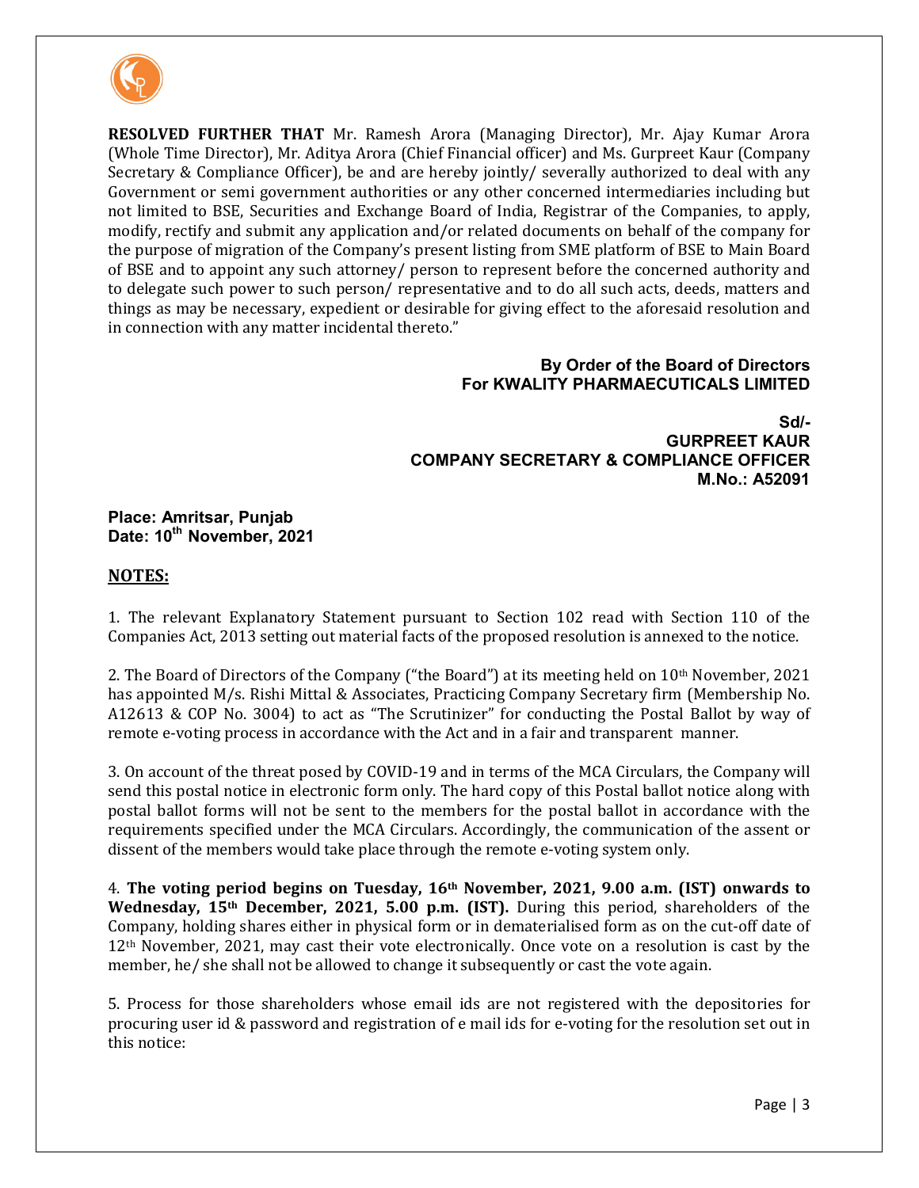**RESOLVED FURTHER THAT** Mr. Ramesh Arora (Managing Director), Mr. Ajay Kumar Arora (Whole Time Director), Mr. Aditya Arora (Chief Financial officer) and Ms. Gurpreet Kaur (Company Secretary & Compliance Officer), be and are hereby jointly/ severally authorized to deal with any Government or semi government authorities or any other concerned intermediaries including but not limited to BSE, Securities and Exchange Board of India, Registrar of the Companies, to apply, modify, rectify and submit any application and/or related documents on behalf of the company for the purpose of migration of the Company's present listing from SME platform of BSE to Main Board of BSE and to appoint any such attorney/ person to represent before the concerned authority and to delegate such power to such person/ representative and to do all such acts, deeds, matters and things as may be necessary, expedient or desirable for giving effect to the aforesaid resolution and in connection with any matter incidental thereto."

**By Order of the Board of Directors**
**For KWALITY PHARMAECUTICALS LIMITED**

**Sd/-**
**GURPREET KAUR**
**COMPANY SECRETARY & COMPLIANCE OFFICER**
**M.No.: A52091**

**Place: Amritsar, Punjab**
**Date: 10th November, 2021**

## NOTES:

1. The relevant Explanatory Statement pursuant to Section 102 read with Section 110 of the Companies Act, 2013 setting out material facts of the proposed resolution is annexed to the notice.

2. The Board of Directors of the Company ("the Board") at its meeting held on 10th November, 2021 has appointed M/s. Rishi Mittal & Associates, Practicing Company Secretary firm (Membership No. A12613 & COP No. 3004) to act as "The Scrutinizer" for conducting the Postal Ballot by way of remote e-voting process in accordance with the Act and in a fair and transparent manner.

3. On account of the threat posed by COVID-19 and in terms of the MCA Circulars, the Company will send this postal notice in electronic form only. The hard copy of this Postal ballot notice along with postal ballot forms will not be sent to the members for the postal ballot in accordance with the requirements specified under the MCA Circulars. Accordingly, the communication of the assent or dissent of the members would take place through the remote e-voting system only.

4. **The voting period begins on Tuesday, 16th November, 2021, 9.00 a.m. (IST) onwards to Wednesday, 15th December, 2021, 5.00 p.m. (IST).** During this period, shareholders of the Company, holding shares either in physical form or in dematerialised form as on the cut-off date of 12th November, 2021, may cast their vote electronically. Once vote on a resolution is cast by the member, he/ she shall not be allowed to change it subsequently or cast the vote again.

5. Process for those shareholders whose email ids are not registered with the depositories for procuring user id & password and registration of e mail ids for e-voting for the resolution set out in this notice: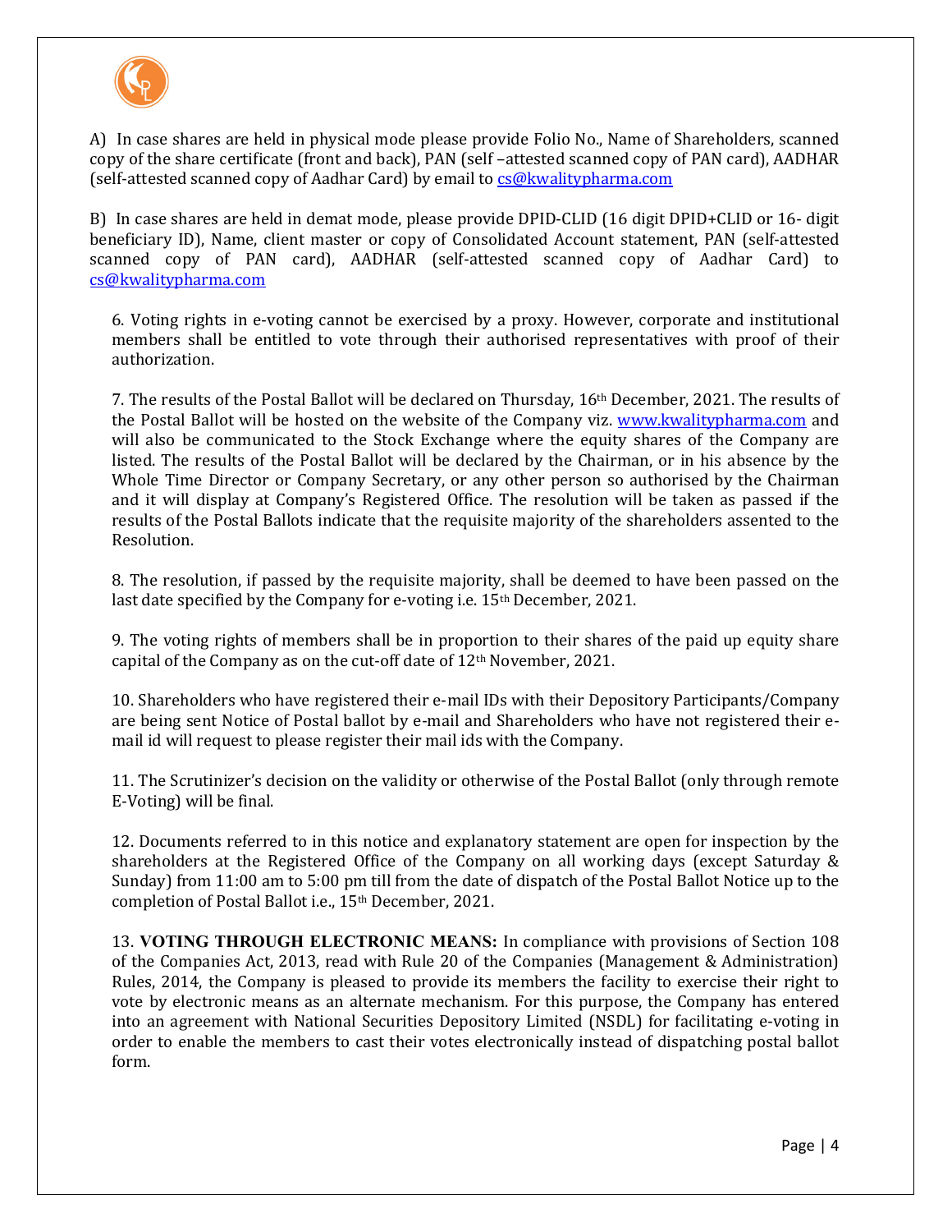A) In case shares are held in physical mode please provide Folio No., Name of Shareholders, scanned copy of the share certificate (front and back), PAN (self –attested scanned copy of PAN card), AADHAR (self-attested scanned copy of Aadhar Card) by email to cs@kwalitypharma.com

B) In case shares are held in demat mode, please provide DPID-CLID (16 digit DPID+CLID or 16- digit beneficiary ID), Name, client master or copy of Consolidated Account statement, PAN (self-attested scanned copy of PAN card), AADHAR (self-attested scanned copy of Aadhar Card) to cs@kwalitypharma.com

6. Voting rights in e-voting cannot be exercised by a proxy. However, corporate and institutional members shall be entitled to vote through their authorised representatives with proof of their authorization.

7. The results of the Postal Ballot will be declared on Thursday, 16th December, 2021. The results of the Postal Ballot will be hosted on the website of the Company viz. www.kwalitypharma.com and will also be communicated to the Stock Exchange where the equity shares of the Company are listed. The results of the Postal Ballot will be declared by the Chairman, or in his absence by the Whole Time Director or Company Secretary, or any other person so authorised by the Chairman and it will display at Company's Registered Office. The resolution will be taken as passed if the results of the Postal Ballots indicate that the requisite majority of the shareholders assented to the Resolution.

8. The resolution, if passed by the requisite majority, shall be deemed to have been passed on the last date specified by the Company for e-voting i.e. 15th December, 2021.

9. The voting rights of members shall be in proportion to their shares of the paid up equity share capital of the Company as on the cut-off date of 12th November, 2021.

10. Shareholders who have registered their e-mail IDs with their Depository Participants/Company are being sent Notice of Postal ballot by e-mail and Shareholders who have not registered their e-mail id will request to please register their mail ids with the Company.

11. The Scrutinizer's decision on the validity or otherwise of the Postal Ballot (only through remote E-Voting) will be final.

12. Documents referred to in this notice and explanatory statement are open for inspection by the shareholders at the Registered Office of the Company on all working days (except Saturday & Sunday) from 11:00 am to 5:00 pm till from the date of dispatch of the Postal Ballot Notice up to the completion of Postal Ballot i.e., 15th December, 2021.

13. **VOTING THROUGH ELECTRONIC MEANS:** In compliance with provisions of Section 108 of the Companies Act, 2013, read with Rule 20 of the Companies (Management & Administration) Rules, 2014, the Company is pleased to provide its members the facility to exercise their right to vote by electronic means as an alternate mechanism. For this purpose, the Company has entered into an agreement with National Securities Depository Limited (NSDL) for facilitating e-voting in order to enable the members to cast their votes electronically instead of dispatching postal ballot form.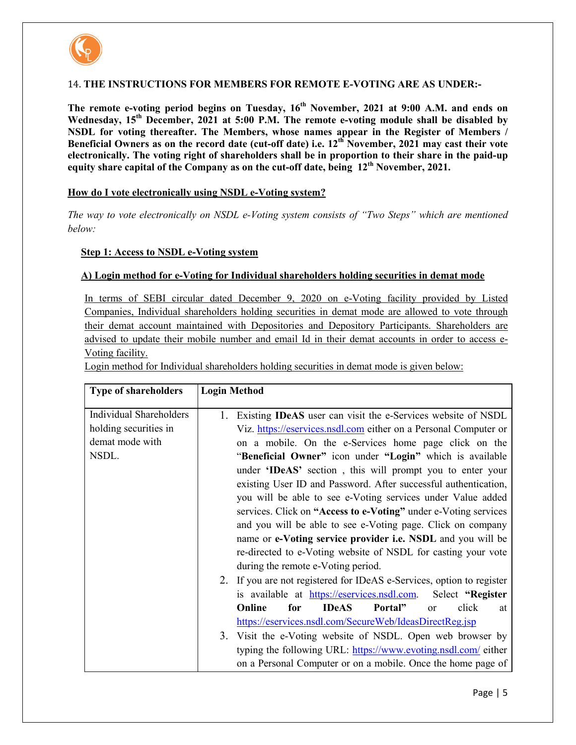14. **THE INSTRUCTIONS FOR MEMBERS FOR REMOTE E-VOTING ARE AS UNDER:-**

**The remote e-voting period begins on Tuesday, 16th November, 2021 at 9:00 A.M. and ends on Wednesday, 15th December, 2021 at 5:00 P.M. The remote e-voting module shall be disabled by NSDL for voting thereafter. The Members, whose names appear in the Register of Members / Beneficial Owners as on the record date (cut-off date) i.e. 12th November, 2021 may cast their vote electronically. The voting right of shareholders shall be in proportion to their share in the paid-up equity share capital of the Company as on the cut-off date, being 12th November, 2021.**

**How do I vote electronically using NSDL e-Voting system?**

*The way to vote electronically on NSDL e-Voting system consists of "Two Steps" which are mentioned below:*

**Step 1: Access to NSDL e-Voting system**

**A) Login method for e-Voting for Individual shareholders holding securities in demat mode**

In terms of SEBI circular dated December 9, 2020 on e-Voting facility provided by Listed Companies, Individual shareholders holding securities in demat mode are allowed to vote through their demat account maintained with Depositories and Depository Participants. Shareholders are advised to update their mobile number and email Id in their demat accounts in order to access e-Voting facility.

Login method for Individual shareholders holding securities in demat mode is given below:

| Type of shareholders | Login Method |
|---|---|
| Individual Shareholders holding securities in demat mode with NSDL. | 1. Existing **IDeAS** user can visit the e-Services website of NSDL Viz. https://eservices.nsdl.com either on a Personal Computer or on a mobile. On the e-Services home page click on the "**Beneficial Owner"** icon under **"Login"** which is available under **'IDeAS'** section , this will prompt you to enter your existing User ID and Password. After successful authentication, you will be able to see e-Voting services under Value added services. Click on **"Access to e-Voting"** under e-Voting services and you will be able to see e-Voting page. Click on company name or **e-Voting service provider i.e. NSDL** and you will be re-directed to e-Voting website of NSDL for casting your vote during the remote e-Voting period.<br>2. If you are not registered for IDeAS e-Services, option to register is available at https://eservices.nsdl.com. Select **"Register Online for IDeAS Portal"** or click at https://eservices.nsdl.com/SecureWeb/IdeasDirectReg.jsp<br>3. Visit the e-Voting website of NSDL. Open web browser by typing the following URL: https://www.evoting.nsdl.com/ either on a Personal Computer or on a mobile. Once the home page of |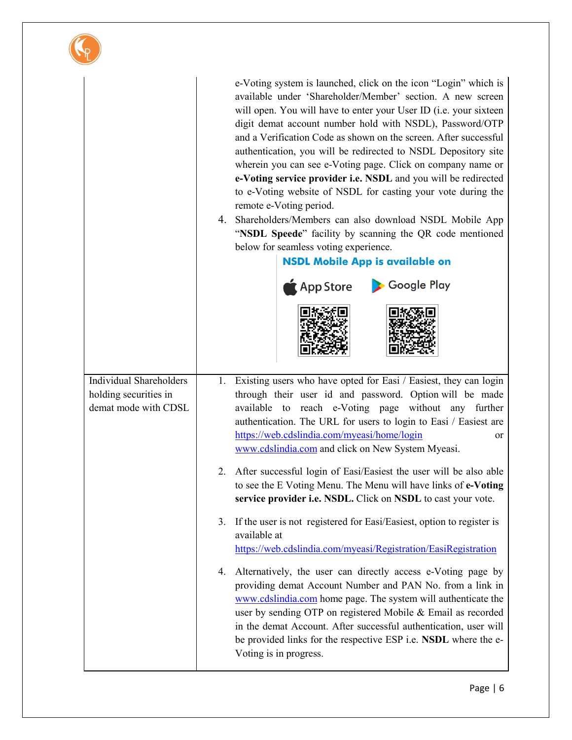| | |
|---|---|
| | e-Voting system is launched, click on the icon "Login" which is available under 'Shareholder/Member' section. A new screen will open. You will have to enter your User ID (i.e. your sixteen digit demat account number hold with NSDL), Password/OTP and a Verification Code as shown on the screen. After successful authentication, you will be redirected to NSDL Depository site wherein you can see e-Voting page. Click on company name or **e-Voting service provider i.e. NSDL** and you will be redirected to e-Voting website of NSDL for casting your vote during the remote e-Voting period.<br>4. Shareholders/Members can also download NSDL Mobile App "**NSDL Speede**" facility by scanning the QR code mentioned below for seamless voting experience.<br>**NSDL Mobile App is available on**<br>App Store Google Play |
| Individual Shareholders holding securities in demat mode with CDSL | 1. Existing users who have opted for Easi / Easiest, they can login through their user id and password. Option will be made available to reach e-Voting page without any further authentication. The URL for users to login to Easi / Easiest are https://web.cdslindia.com/myeasi/home/login or www.cdslindia.com and click on New System Myeasi.<br>2. After successful login of Easi/Easiest the user will be also able to see the E Voting Menu. The Menu will have links of **e-Voting service provider i.e. NSDL.** Click on **NSDL** to cast your vote.<br>3. If the user is not registered for Easi/Easiest, option to register is available at https://web.cdslindia.com/myeasi/Registration/EasiRegistration<br>4. Alternatively, the user can directly access e-Voting page by providing demat Account Number and PAN No. from a link in www.cdslindia.com home page. The system will authenticate the user by sending OTP on registered Mobile & Email as recorded in the demat Account. After successful authentication, user will be provided links for the respective ESP i.e. **NSDL** where the e-Voting is in progress. |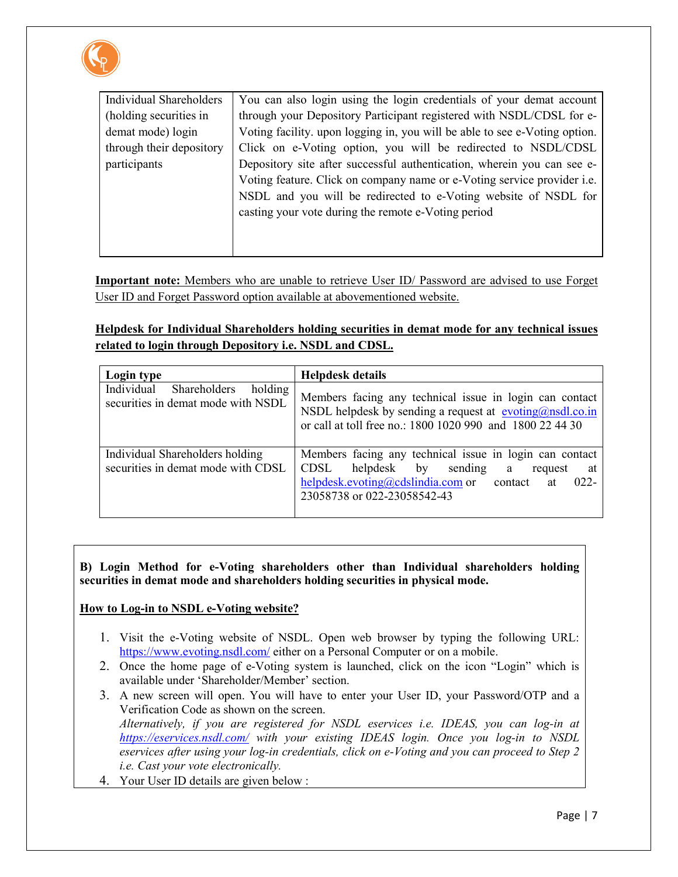| Individual Shareholders (holding securities in demat mode) login through their depository participants | You can also login using the login credentials of your demat account through your Depository Participant registered with NSDL/CDSL for e-Voting facility. upon logging in, you will be able to see e-Voting option. Click on e-Voting option, you will be redirected to NSDL/CDSL Depository site after successful authentication, wherein you can see e-Voting feature. Click on company name or e-Voting service provider i.e. NSDL and you will be redirected to e-Voting website of NSDL for casting your vote during the remote e-Voting period |
|---|---|

**Important note:** Members who are unable to retrieve User ID/ Password are advised to use Forget User ID and Forget Password option available at abovementioned website.

**Helpdesk for Individual Shareholders holding securities in demat mode for any technical issues related to login through Depository i.e. NSDL and CDSL.**

| Login type | Helpdesk details |
|---|---|
| Individual Shareholders holding securities in demat mode with NSDL | Members facing any technical issue in login can contact NSDL helpdesk by sending a request at evoting@nsdl.co.in or call at toll free no.: 1800 1020 990 and 1800 22 44 30 |
| Individual Shareholders holding securities in demat mode with CDSL | Members facing any technical issue in login can contact CDSL helpdesk by sending a request at helpdesk.evoting@cdslindia.com or contact at 022-23058738 or 022-23058542-43 |

**B) Login Method for e-Voting shareholders other than Individual shareholders holding securities in demat mode and shareholders holding securities in physical mode.**

**How to Log-in to NSDL e-Voting website?**

1. Visit the e-Voting website of NSDL. Open web browser by typing the following URL: https://www.evoting.nsdl.com/ either on a Personal Computer or on a mobile.
2. Once the home page of e-Voting system is launched, click on the icon "Login" which is available under 'Shareholder/Member' section.
3. A new screen will open. You will have to enter your User ID, your Password/OTP and a Verification Code as shown on the screen.
   *Alternatively, if you are registered for NSDL eservices i.e. IDEAS, you can log-in at https://eservices.nsdl.com/ with your existing IDEAS login. Once you log-in to NSDL eservices after using your log-in credentials, click on e-Voting and you can proceed to Step 2 i.e. Cast your vote electronically.*
4. Your User ID details are given below :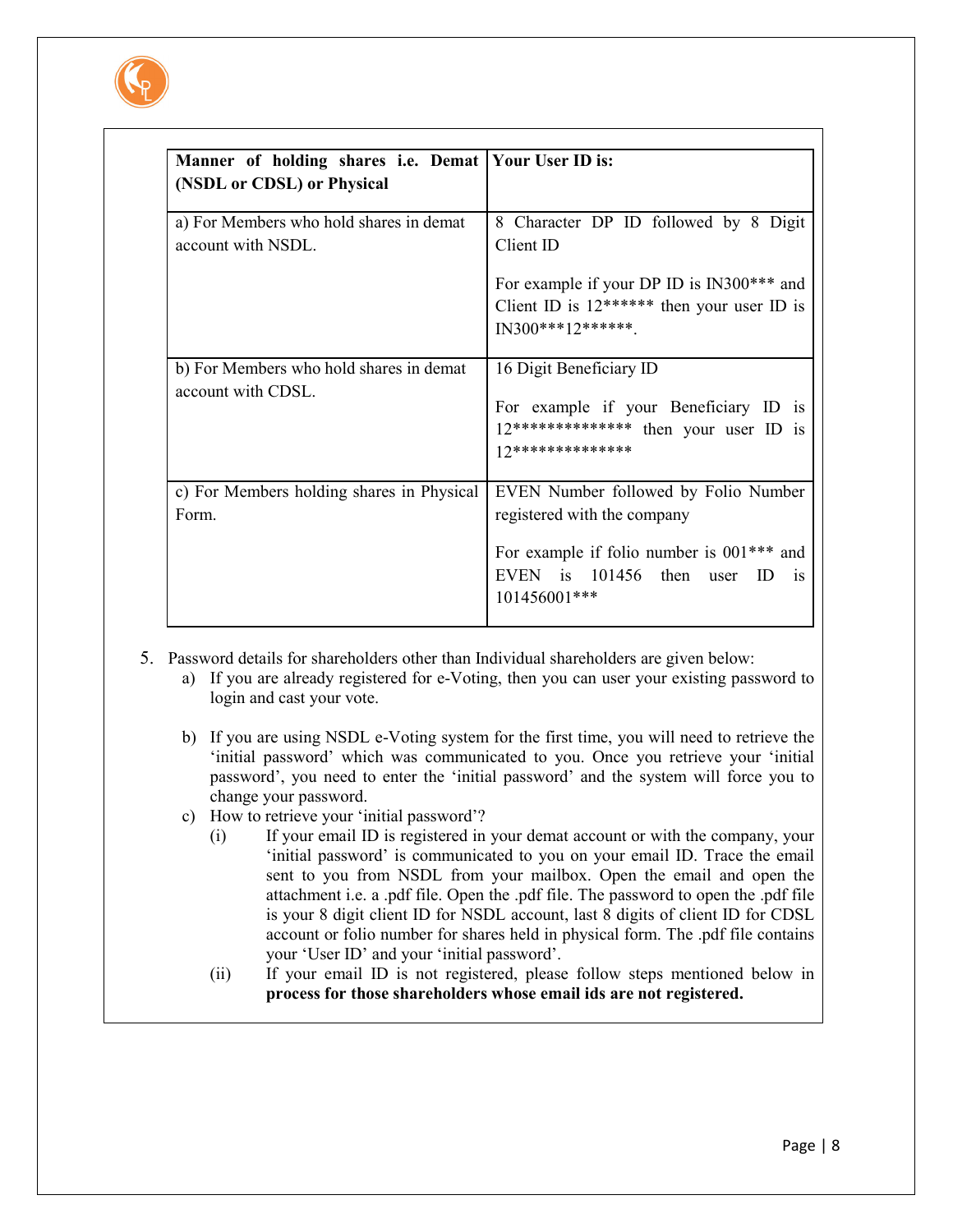| Manner of holding shares i.e. Demat (NSDL or CDSL) or Physical | Your User ID is: |
|---|---|
| a) For Members who hold shares in demat account with NSDL. | 8 Character DP ID followed by 8 Digit Client ID<br><br>For example if your DP ID is IN300*** and Client ID is 12****** then your user ID is IN300***12******. |
| b) For Members who hold shares in demat account with CDSL. | 16 Digit Beneficiary ID<br><br>For example if your Beneficiary ID is 12************** then your user ID is 12************** |
| c) For Members holding shares in Physical Form. | EVEN Number followed by Folio Number registered with the company<br><br>For example if folio number is 001*** and EVEN is 101456 then user ID is 101456001*** |

5. Password details for shareholders other than Individual shareholders are given below:
   a) If you are already registered for e-Voting, then you can user your existing password to login and cast your vote.

   b) If you are using NSDL e-Voting system for the first time, you will need to retrieve the 'initial password' which was communicated to you. Once you retrieve your 'initial password', you need to enter the 'initial password' and the system will force you to change your password.
   c) How to retrieve your 'initial password'?
      (i) If your email ID is registered in your demat account or with the company, your 'initial password' is communicated to you on your email ID. Trace the email sent to you from NSDL from your mailbox. Open the email and open the attachment i.e. a .pdf file. Open the .pdf file. The password to open the .pdf file is your 8 digit client ID for NSDL account, last 8 digits of client ID for CDSL account or folio number for shares held in physical form. The .pdf file contains your 'User ID' and your 'initial password'.
      (ii) If your email ID is not registered, please follow steps mentioned below in **process for those shareholders whose email ids are not registered.**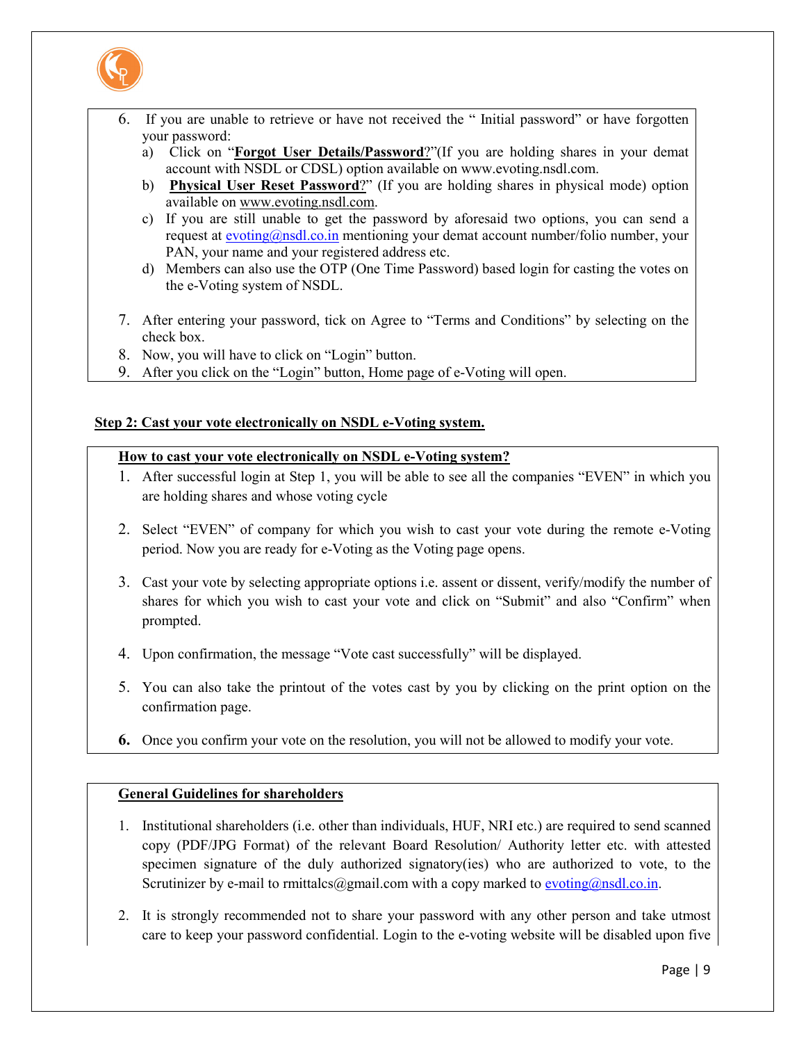6. If you are unable to retrieve or have not received the " Initial password" or have forgotten your password:
   a) Click on "**Forgot User Details/Password**?"(If you are holding shares in your demat account with NSDL or CDSL) option available on www.evoting.nsdl.com.
   b) **Physical User Reset Password**?" (If you are holding shares in physical mode) option available on www.evoting.nsdl.com.
   c) If you are still unable to get the password by aforesaid two options, you can send a request at evoting@nsdl.co.in mentioning your demat account number/folio number, your PAN, your name and your registered address etc.
   d) Members can also use the OTP (One Time Password) based login for casting the votes on the e-Voting system of NSDL.

7. After entering your password, tick on Agree to "Terms and Conditions" by selecting on the check box.
8. Now, you will have to click on "Login" button.
9. After you click on the "Login" button, Home page of e-Voting will open.

**Step 2: Cast your vote electronically on NSDL e-Voting system.**

**How to cast your vote electronically on NSDL e-Voting system?**

1. After successful login at Step 1, you will be able to see all the companies "EVEN" in which you are holding shares and whose voting cycle

2. Select "EVEN" of company for which you wish to cast your vote during the remote e-Voting period. Now you are ready for e-Voting as the Voting page opens.

3. Cast your vote by selecting appropriate options i.e. assent or dissent, verify/modify the number of shares for which you wish to cast your vote and click on "Submit" and also "Confirm" when prompted.

4. Upon confirmation, the message "Vote cast successfully" will be displayed.

5. You can also take the printout of the votes cast by you by clicking on the print option on the confirmation page.

6. Once you confirm your vote on the resolution, you will not be allowed to modify your vote.

**General Guidelines for shareholders**

1. Institutional shareholders (i.e. other than individuals, HUF, NRI etc.) are required to send scanned copy (PDF/JPG Format) of the relevant Board Resolution/ Authority letter etc. with attested specimen signature of the duly authorized signatory(ies) who are authorized to vote, to the Scrutinizer by e-mail to rmittalcs@gmail.com with a copy marked to evoting@nsdl.co.in.

2. It is strongly recommended not to share your password with any other person and take utmost care to keep your password confidential. Login to the e-voting website will be disabled upon five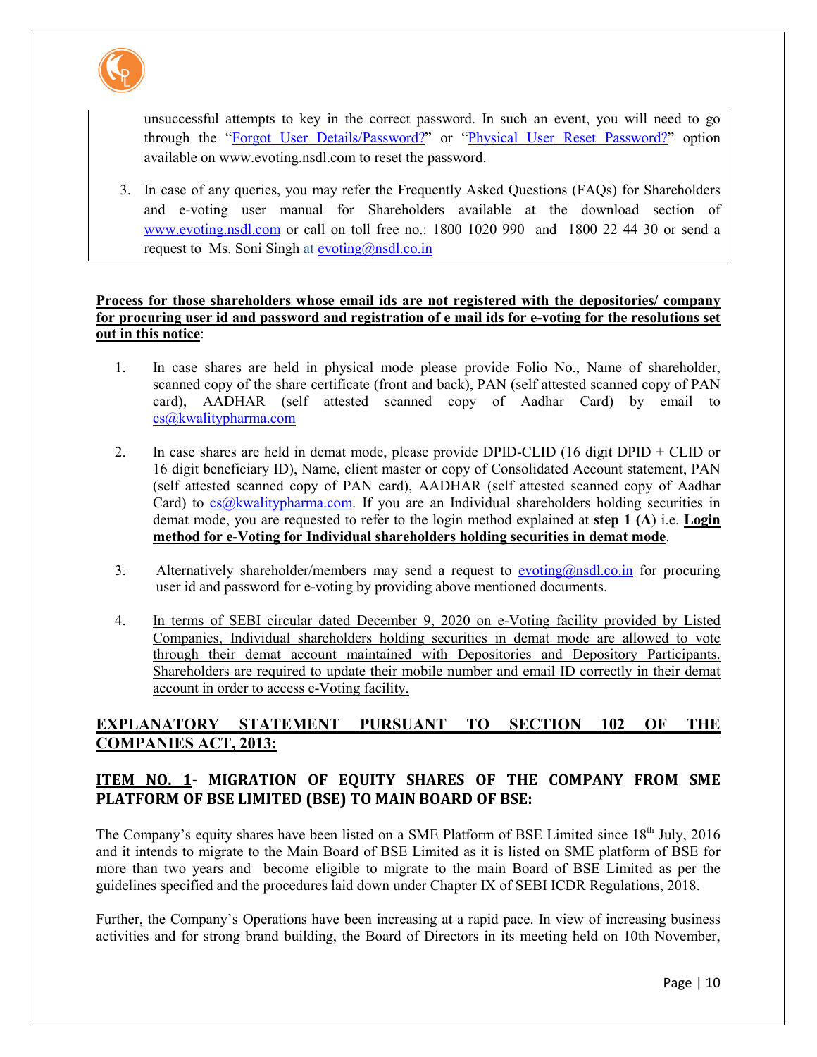unsuccessful attempts to key in the correct password. In such an event, you will need to go through the "Forgot User Details/Password?" or "Physical User Reset Password?" option available on www.evoting.nsdl.com to reset the password.

3. In case of any queries, you may refer the Frequently Asked Questions (FAQs) for Shareholders and e-voting user manual for Shareholders available at the download section of www.evoting.nsdl.com or call on toll free no.: 1800 1020 990 and 1800 22 44 30 or send a request to Ms. Soni Singh at evoting@nsdl.co.in

**Process for those shareholders whose email ids are not registered with the depositories/ company for procuring user id and password and registration of e mail ids for e-voting for the resolutions set out in this notice**:

1. In case shares are held in physical mode please provide Folio No., Name of shareholder, scanned copy of the share certificate (front and back), PAN (self attested scanned copy of PAN card), AADHAR (self attested scanned copy of Aadhar Card) by email to cs@kwalitypharma.com

2. In case shares are held in demat mode, please provide DPID-CLID (16 digit DPID + CLID or 16 digit beneficiary ID), Name, client master or copy of Consolidated Account statement, PAN (self attested scanned copy of PAN card), AADHAR (self attested scanned copy of Aadhar Card) to cs@kwalitypharma.com. If you are an Individual shareholders holding securities in demat mode, you are requested to refer to the login method explained at **step 1 (A**) i.e. **Login method for e-Voting for Individual shareholders holding securities in demat mode**.

3. Alternatively shareholder/members may send a request to evoting@nsdl.co.in for procuring user id and password for e-voting by providing above mentioned documents.

4. In terms of SEBI circular dated December 9, 2020 on e-Voting facility provided by Listed Companies, Individual shareholders holding securities in demat mode are allowed to vote through their demat account maintained with Depositories and Depository Participants. Shareholders are required to update their mobile number and email ID correctly in their demat account in order to access e-Voting facility.

## EXPLANATORY STATEMENT PURSUANT TO SECTION 102 OF THE COMPANIES ACT, 2013:

### ITEM NO. 1- MIGRATION OF EQUITY SHARES OF THE COMPANY FROM SME PLATFORM OF BSE LIMITED (BSE) TO MAIN BOARD OF BSE:

The Company's equity shares have been listed on a SME Platform of BSE Limited since 18th July, 2016 and it intends to migrate to the Main Board of BSE Limited as it is listed on SME platform of BSE for more than two years and become eligible to migrate to the main Board of BSE Limited as per the guidelines specified and the procedures laid down under Chapter IX of SEBI ICDR Regulations, 2018.

Further, the Company's Operations have been increasing at a rapid pace. In view of increasing business activities and for strong brand building, the Board of Directors in its meeting held on 10th November,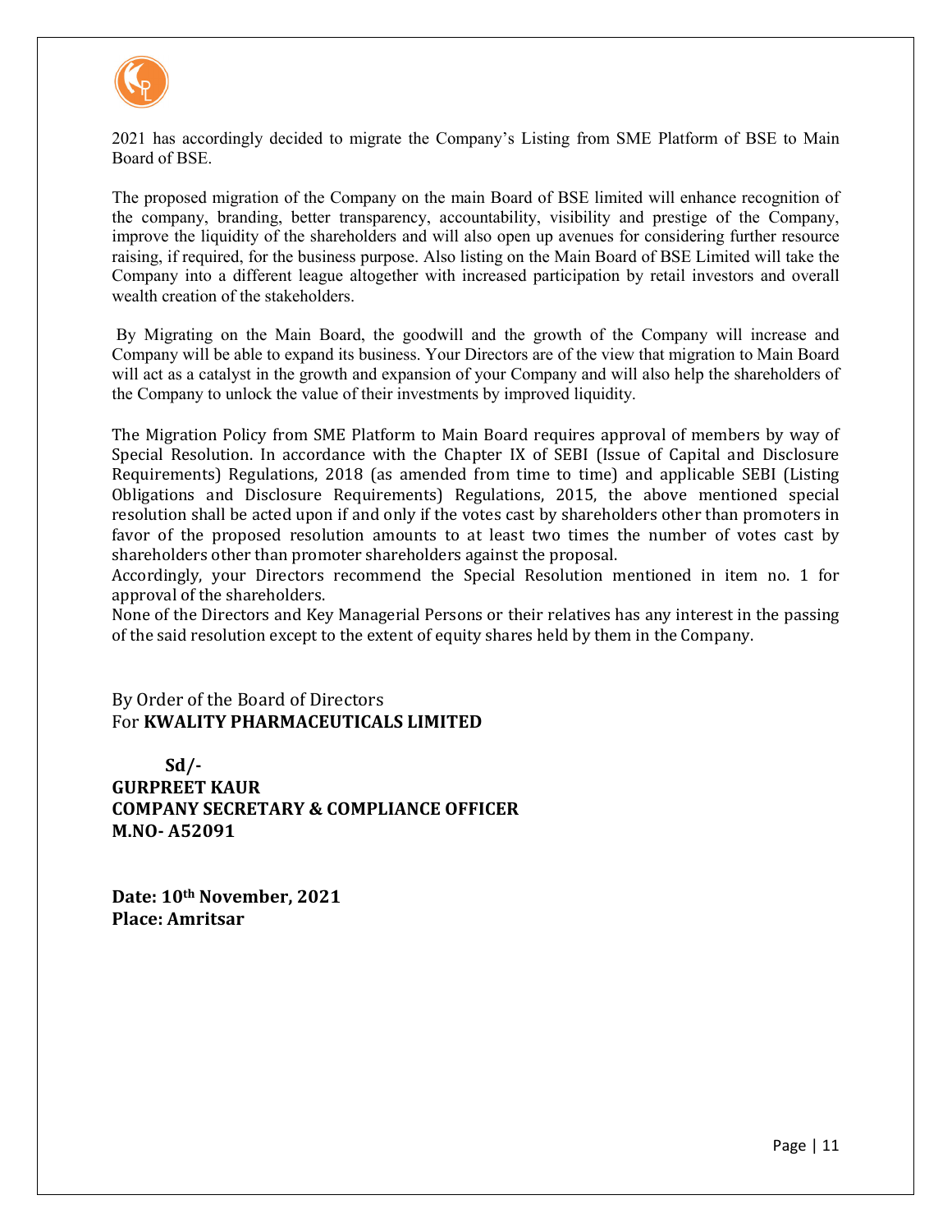2021 has accordingly decided to migrate the Company's Listing from SME Platform of BSE to Main Board of BSE.

The proposed migration of the Company on the main Board of BSE limited will enhance recognition of the company, branding, better transparency, accountability, visibility and prestige of the Company, improve the liquidity of the shareholders and will also open up avenues for considering further resource raising, if required, for the business purpose. Also listing on the Main Board of BSE Limited will take the Company into a different league altogether with increased participation by retail investors and overall wealth creation of the stakeholders.

By Migrating on the Main Board, the goodwill and the growth of the Company will increase and Company will be able to expand its business. Your Directors are of the view that migration to Main Board will act as a catalyst in the growth and expansion of your Company and will also help the shareholders of the Company to unlock the value of their investments by improved liquidity.

The Migration Policy from SME Platform to Main Board requires approval of members by way of Special Resolution. In accordance with the Chapter IX of SEBI (Issue of Capital and Disclosure Requirements) Regulations, 2018 (as amended from time to time) and applicable SEBI (Listing Obligations and Disclosure Requirements) Regulations, 2015, the above mentioned special resolution shall be acted upon if and only if the votes cast by shareholders other than promoters in favor of the proposed resolution amounts to at least two times the number of votes cast by shareholders other than promoter shareholders against the proposal.

Accordingly, your Directors recommend the Special Resolution mentioned in item no. 1 for approval of the shareholders.

None of the Directors and Key Managerial Persons or their relatives has any interest in the passing of the said resolution except to the extent of equity shares held by them in the Company.

By Order of the Board of Directors
For **KWALITY PHARMACEUTICALS LIMITED**

**Sd/-**
**GURPREET KAUR**
**COMPANY SECRETARY & COMPLIANCE OFFICER**
**M.NO- A52091**

**Date: 10th November, 2021**
**Place: Amritsar**